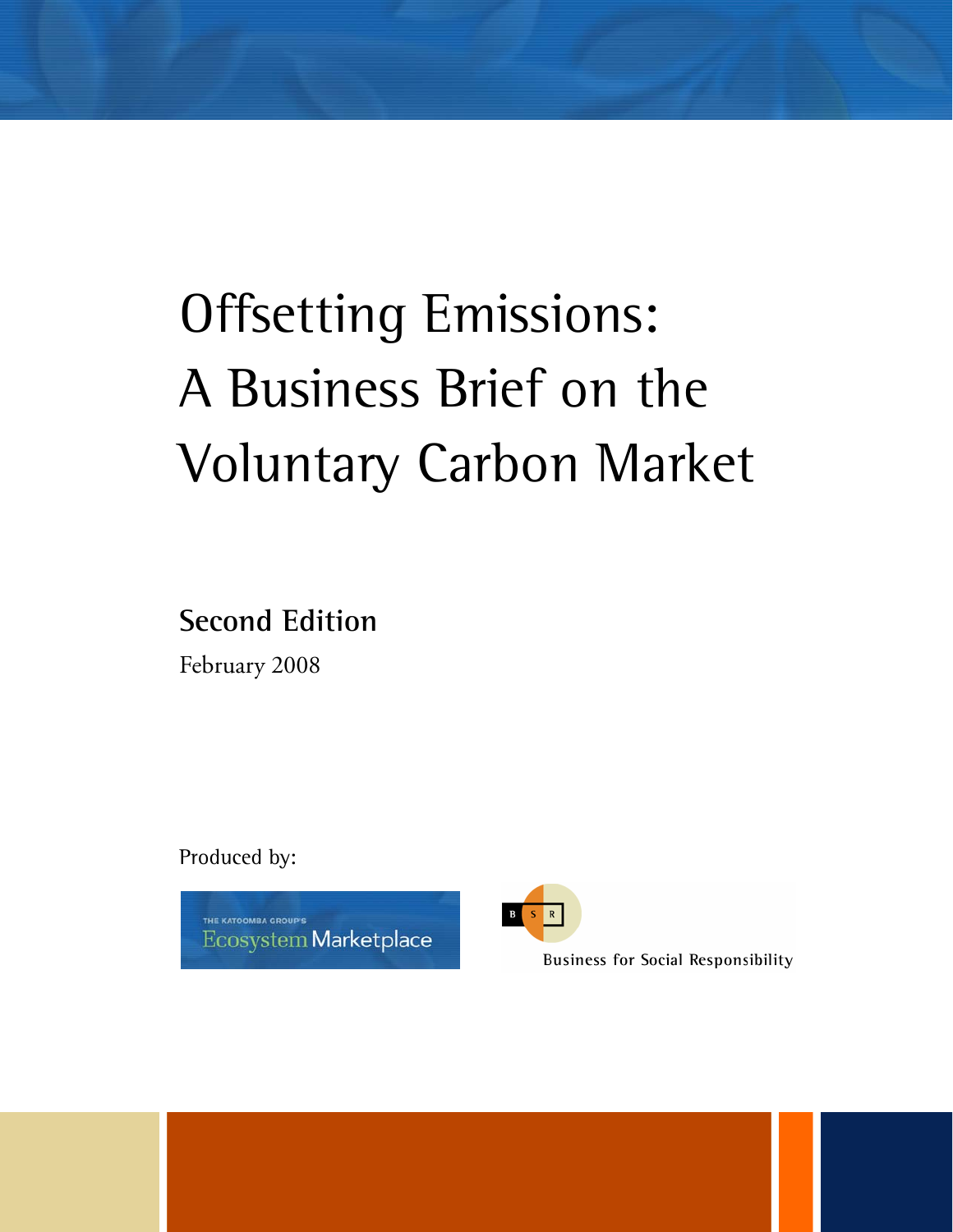# Offsetting Emissions: A Business Brief on the Voluntary Carbon Market

## Second Edition

February 2008

Produced by:

THE KATOOMBA GROUP'S Ecosystem Marketplace

BSR

Business for Social Responsibility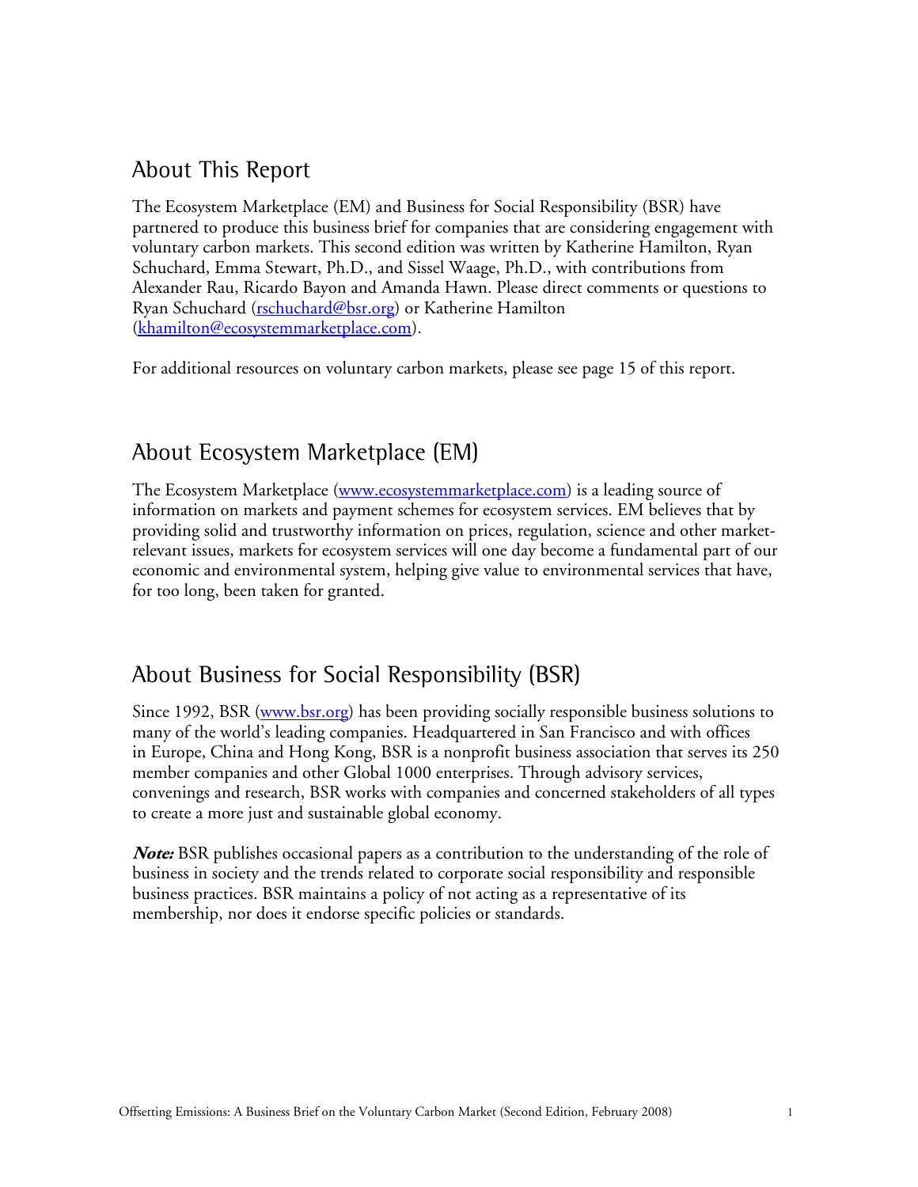## About This Report

The Ecosystem Marketplace (EM) and Business for Social Responsibility (BSR) have partnered to produce this business brief for companies that are considering engagement with voluntary carbon markets. This second edition was written by Katherine Hamilton, Ryan Schuchard, Emma Stewart, Ph.D., and Sissel Waage, Ph.D., with contributions from Alexander Rau, Ricardo Bayon and Amanda Hawn. Please direct comments or questions to Ryan Schuchard (rschuchard@bsr.org) or Katherine Hamilton (khamilton@ecosystemmarketplace.com).

For additional resources on voluntary carbon markets, please see page 15 of this report.

## About Ecosystem Marketplace (EM)

The Ecosystem Marketplace (www.ecosystemmarketplace.com) is a leading source of information on markets and payment schemes for ecosystem services. EM believes that by providing solid and trustworthy information on prices, regulation, science and other market-relevant issues, markets for ecosystem services will one day become a fundamental part of our economic and environmental system, helping give value to environmental services that have, for too long, been taken for granted.

## About Business for Social Responsibility (BSR)

Since 1992, BSR (www.bsr.org) has been providing socially responsible business solutions to many of the world's leading companies. Headquartered in San Francisco and with offices in Europe, China and Hong Kong, BSR is a nonprofit business association that serves its 250 member companies and other Global 1000 enterprises. Through advisory services, convenings and research, BSR works with companies and concerned stakeholders of all types to create a more just and sustainable global economy.

***Note:*** BSR publishes occasional papers as a contribution to the understanding of the role of business in society and the trends related to corporate social responsibility and responsible business practices. BSR maintains a policy of not acting as a representative of its membership, nor does it endorse specific policies or standards.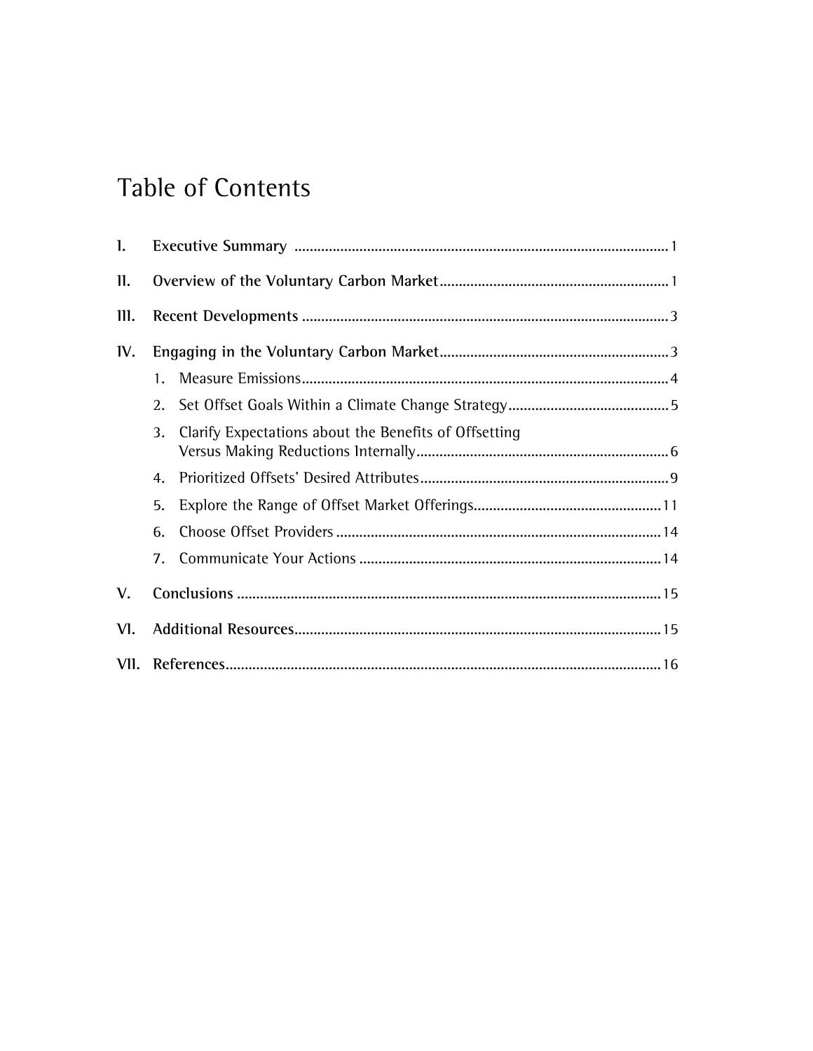# Table of Contents

| | | |
|---|---|---|
| **I.** | **Executive Summary** | 1 |
| **II.** | **Overview of the Voluntary Carbon Market** | 1 |
| **III.** | **Recent Developments** | 3 |
| **IV.** | **Engaging in the Voluntary Carbon Market** | 3 |
| | 1. Measure Emissions | 4 |
| | 2. Set Offset Goals Within a Climate Change Strategy | 5 |
| | 3. Clarify Expectations about the Benefits of Offsetting Versus Making Reductions Internally | 6 |
| | 4. Prioritized Offsets' Desired Attributes | 9 |
| | 5. Explore the Range of Offset Market Offerings | 11 |
| | 6. Choose Offset Providers | 14 |
| | 7. Communicate Your Actions | 14 |
| **V.** | **Conclusions** | 15 |
| **VI.** | **Additional Resources** | 15 |
| **VII.** | **References** | 16 |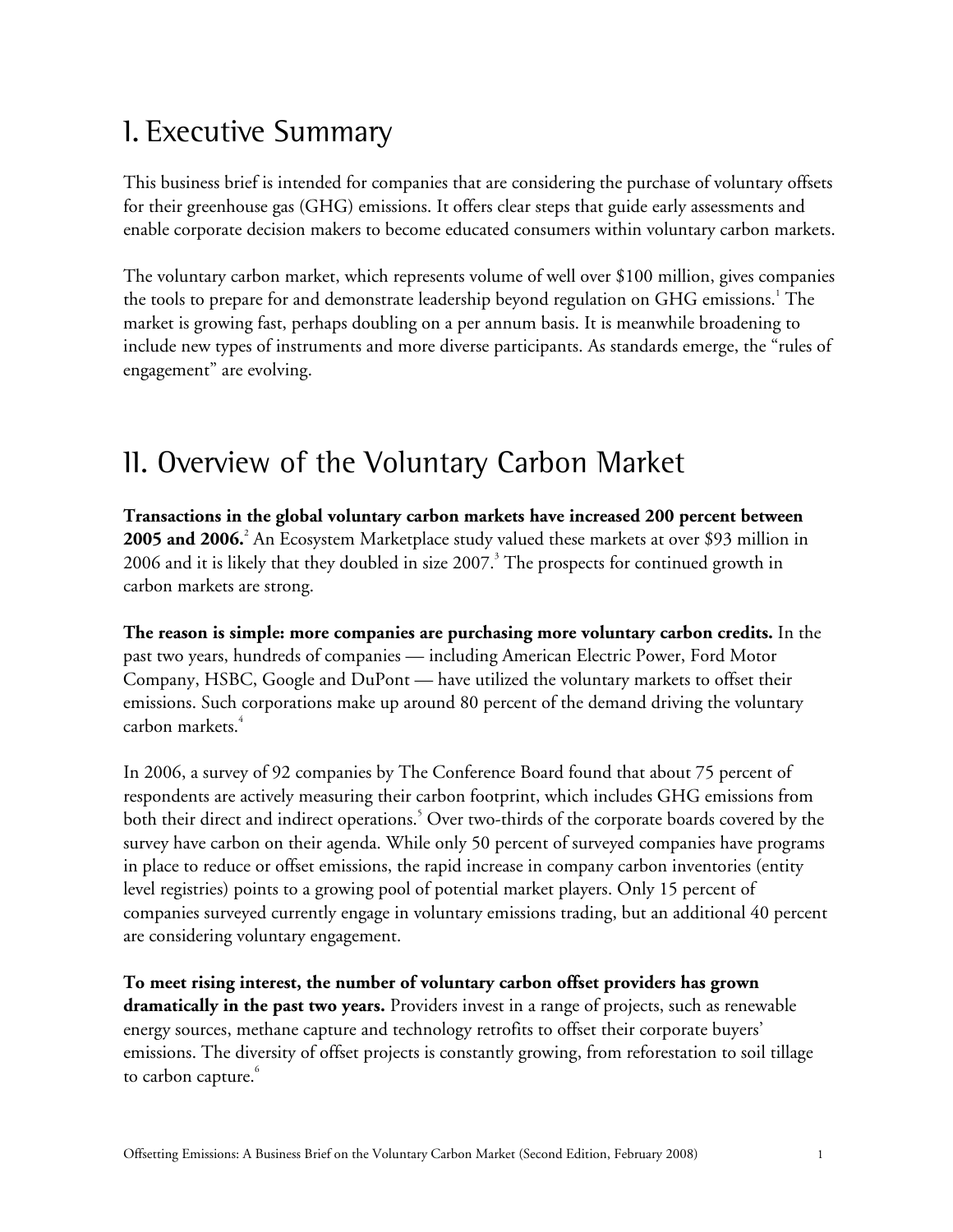# I. Executive Summary

This business brief is intended for companies that are considering the purchase of voluntary offsets for their greenhouse gas (GHG) emissions. It offers clear steps that guide early assessments and enable corporate decision makers to become educated consumers within voluntary carbon markets.

The voluntary carbon market, which represents volume of well over $100 million, gives companies the tools to prepare for and demonstrate leadership beyond regulation on GHG emissions.[1] The market is growing fast, perhaps doubling on a per annum basis. It is meanwhile broadening to include new types of instruments and more diverse participants. As standards emerge, the "rules of engagement" are evolving.

# II. Overview of the Voluntary Carbon Market

**Transactions in the global voluntary carbon markets have increased 200 percent between 2005 and 2006.**[2] An Ecosystem Marketplace study valued these markets at over $93 million in 2006 and it is likely that they doubled in size 2007.[3] The prospects for continued growth in carbon markets are strong.

**The reason is simple: more companies are purchasing more voluntary carbon credits.** In the past two years, hundreds of companies — including American Electric Power, Ford Motor Company, HSBC, Google and DuPont — have utilized the voluntary markets to offset their emissions. Such corporations make up around 80 percent of the demand driving the voluntary carbon markets.[4]

In 2006, a survey of 92 companies by The Conference Board found that about 75 percent of respondents are actively measuring their carbon footprint, which includes GHG emissions from both their direct and indirect operations.[5] Over two-thirds of the corporate boards covered by the survey have carbon on their agenda. While only 50 percent of surveyed companies have programs in place to reduce or offset emissions, the rapid increase in company carbon inventories (entity level registries) points to a growing pool of potential market players. Only 15 percent of companies surveyed currently engage in voluntary emissions trading, but an additional 40 percent are considering voluntary engagement.

**To meet rising interest, the number of voluntary carbon offset providers has grown dramatically in the past two years.** Providers invest in a range of projects, such as renewable energy sources, methane capture and technology retrofits to offset their corporate buyers' emissions. The diversity of offset projects is constantly growing, from reforestation to soil tillage to carbon capture.[6]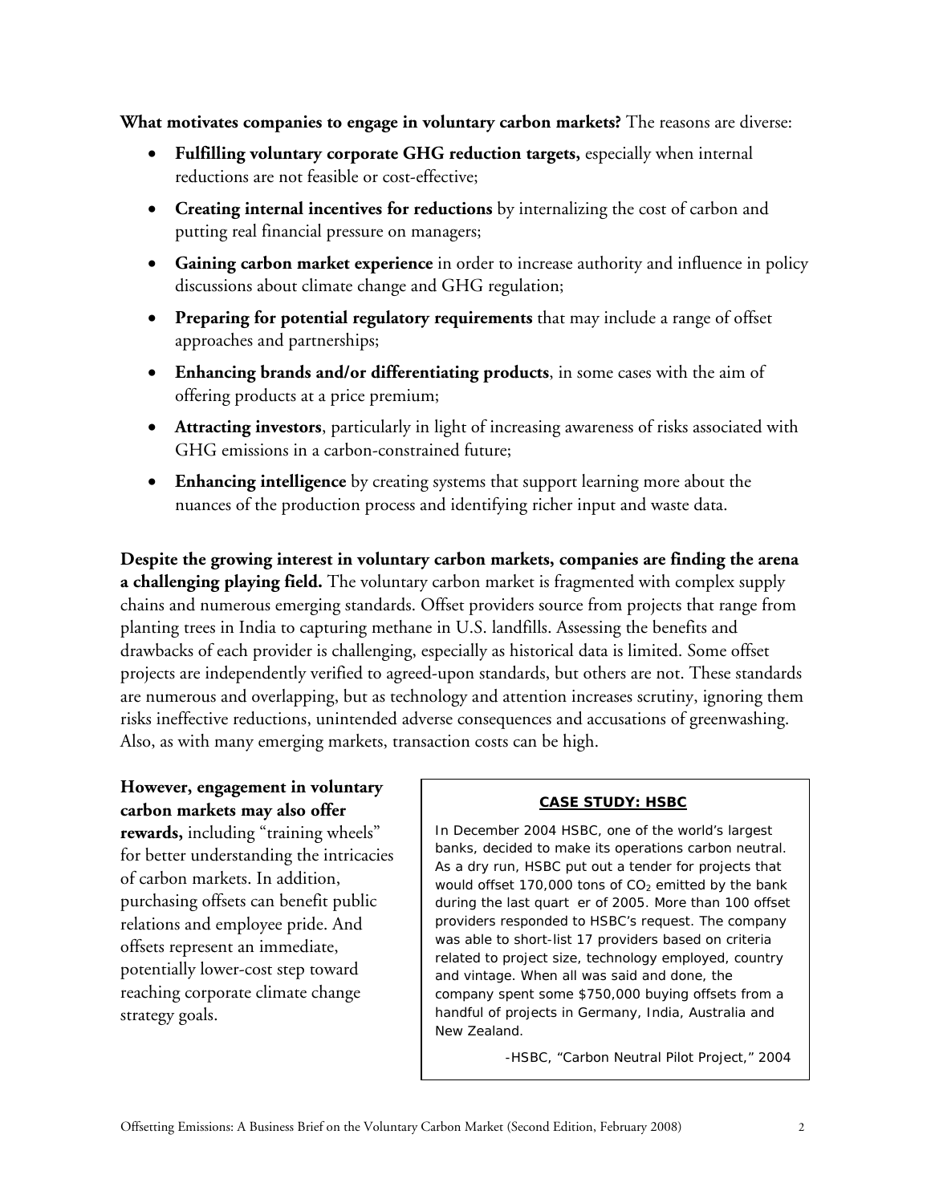**What motivates companies to engage in voluntary carbon markets?** The reasons are diverse:

- **Fulfilling voluntary corporate GHG reduction targets,** especially when internal reductions are not feasible or cost-effective;
- **Creating internal incentives for reductions** by internalizing the cost of carbon and putting real financial pressure on managers;
- **Gaining carbon market experience** in order to increase authority and influence in policy discussions about climate change and GHG regulation;
- **Preparing for potential regulatory requirements** that may include a range of offset approaches and partnerships;
- **Enhancing brands and/or differentiating products**, in some cases with the aim of offering products at a price premium;
- **Attracting investors**, particularly in light of increasing awareness of risks associated with GHG emissions in a carbon-constrained future;
- **Enhancing intelligence** by creating systems that support learning more about the nuances of the production process and identifying richer input and waste data.

**Despite the growing interest in voluntary carbon markets, companies are finding the arena a challenging playing field.** The voluntary carbon market is fragmented with complex supply chains and numerous emerging standards. Offset providers source from projects that range from planting trees in India to capturing methane in U.S. landfills. Assessing the benefits and drawbacks of each provider is challenging, especially as historical data is limited. Some offset projects are independently verified to agreed-upon standards, but others are not. These standards are numerous and overlapping, but as technology and attention increases scrutiny, ignoring them risks ineffective reductions, unintended adverse consequences and accusations of greenwashing. Also, as with many emerging markets, transaction costs can be high.

**However, engagement in voluntary carbon markets may also offer rewards,** including "training wheels" for better understanding the intricacies of carbon markets. In addition, purchasing offsets can benefit public relations and employee pride. And offsets represent an immediate, potentially lower-cost step toward reaching corporate climate change strategy goals.

**CASE STUDY: HSBC**

In December 2004 HSBC, one of the world's largest banks, decided to make its operations carbon neutral. As a dry run, HSBC put out a tender for projects that would offset 170,000 tons of $CO_2$ emitted by the bank during the last quart er of 2005. More than 100 offset providers responded to HSBC's request. The company was able to short-list 17 providers based on criteria related to project size, technology employed, country and vintage. When all was said and done, the company spent some $750,000 buying offsets from a handful of projects in Germany, India, Australia and New Zealand.

-HSBC, "Carbon Neutral Pilot Project," 2004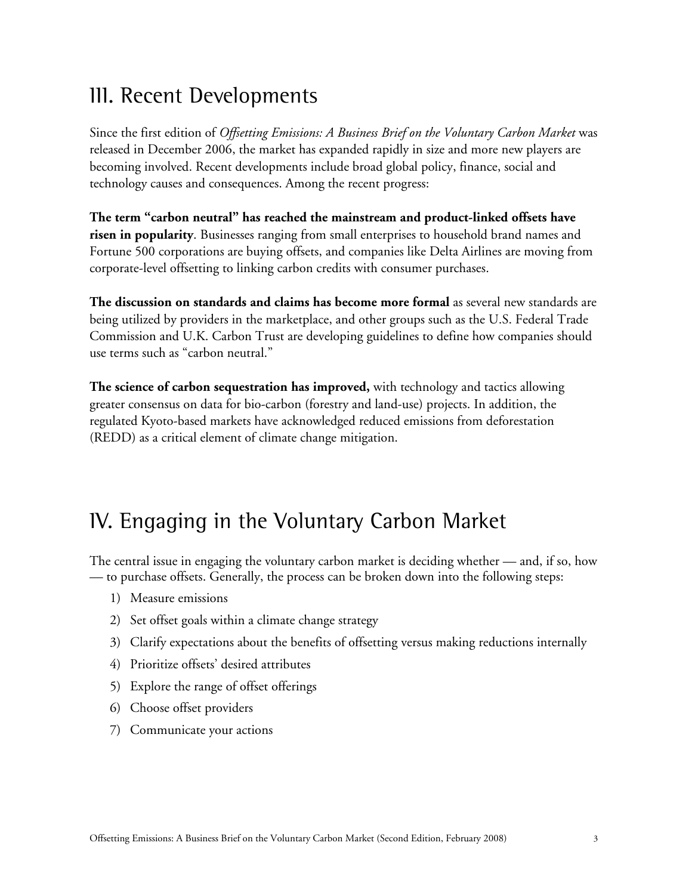## III. Recent Developments

Since the first edition of *Offsetting Emissions: A Business Brief on the Voluntary Carbon Market* was released in December 2006, the market has expanded rapidly in size and more new players are becoming involved. Recent developments include broad global policy, finance, social and technology causes and consequences. Among the recent progress:

**The term "carbon neutral" has reached the mainstream and product-linked offsets have risen in popularity**. Businesses ranging from small enterprises to household brand names and Fortune 500 corporations are buying offsets, and companies like Delta Airlines are moving from corporate-level offsetting to linking carbon credits with consumer purchases.

**The discussion on standards and claims has become more formal** as several new standards are being utilized by providers in the marketplace, and other groups such as the U.S. Federal Trade Commission and U.K. Carbon Trust are developing guidelines to define how companies should use terms such as "carbon neutral."

**The science of carbon sequestration has improved,** with technology and tactics allowing greater consensus on data for bio-carbon (forestry and land-use) projects. In addition, the regulated Kyoto-based markets have acknowledged reduced emissions from deforestation (REDD) as a critical element of climate change mitigation.

## IV. Engaging in the Voluntary Carbon Market

The central issue in engaging the voluntary carbon market is deciding whether — and, if so, how — to purchase offsets. Generally, the process can be broken down into the following steps:

1) Measure emissions
2) Set offset goals within a climate change strategy
3) Clarify expectations about the benefits of offsetting versus making reductions internally
4) Prioritize offsets' desired attributes
5) Explore the range of offset offerings
6) Choose offset providers
7) Communicate your actions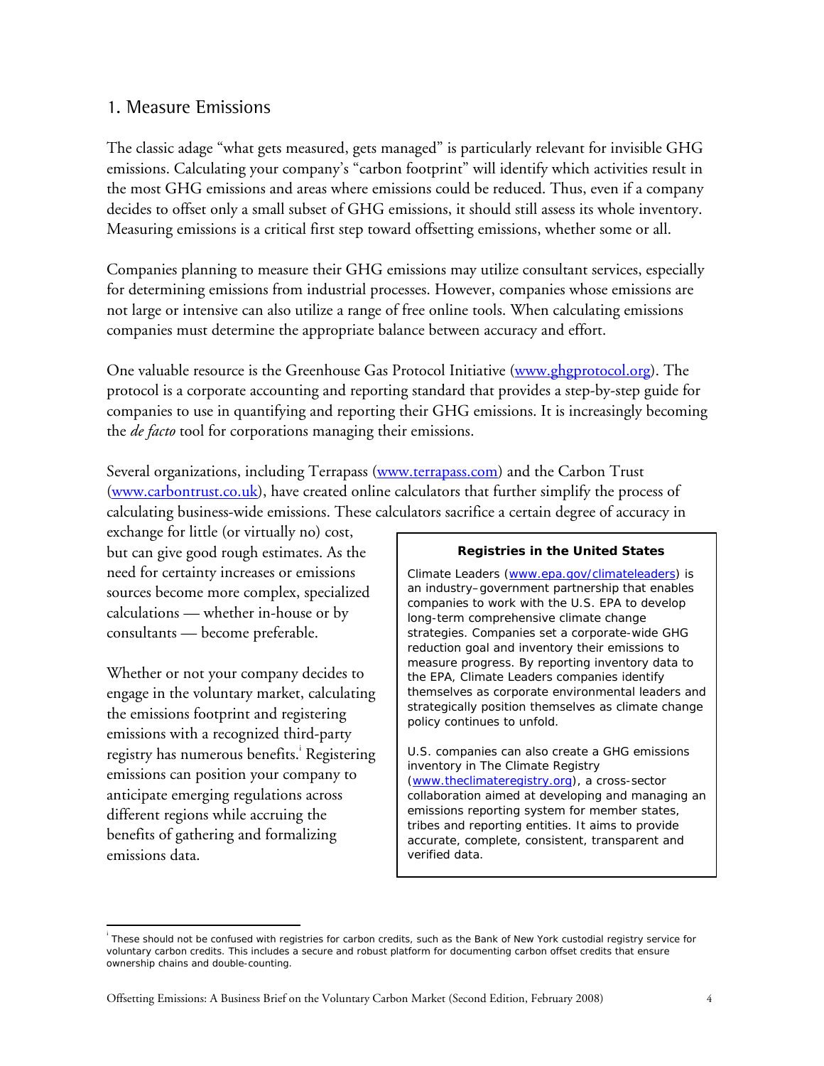## 1. Measure Emissions

The classic adage "what gets measured, gets managed" is particularly relevant for invisible GHG emissions. Calculating your company's "carbon footprint" will identify which activities result in the most GHG emissions and areas where emissions could be reduced. Thus, even if a company decides to offset only a small subset of GHG emissions, it should still assess its whole inventory. Measuring emissions is a critical first step toward offsetting emissions, whether some or all.

Companies planning to measure their GHG emissions may utilize consultant services, especially for determining emissions from industrial processes. However, companies whose emissions are not large or intensive can also utilize a range of free online tools. When calculating emissions companies must determine the appropriate balance between accuracy and effort.

One valuable resource is the Greenhouse Gas Protocol Initiative (www.ghgprotocol.org). The protocol is a corporate accounting and reporting standard that provides a step-by-step guide for companies to use in quantifying and reporting their GHG emissions. It is increasingly becoming the *de facto* tool for corporations managing their emissions.

Several organizations, including Terrapass (www.terrapass.com) and the Carbon Trust (www.carbontrust.co.uk), have created online calculators that further simplify the process of calculating business-wide emissions. These calculators sacrifice a certain degree of accuracy in exchange for little (or virtually no) cost, but can give good rough estimates. As the need for certainty increases or emissions sources become more complex, specialized calculations — whether in-house or by consultants — become preferable.

Whether or not your company decides to engage in the voluntary market, calculating the emissions footprint and registering emissions with a recognized third-party registry has numerous benefits.[i] Registering emissions can position your company to anticipate emerging regulations across different regions while accruing the benefits of gathering and formalizing emissions data.

> **Registries in the United States**
>
> Climate Leaders (www.epa.gov/climateleaders) is an industry–government partnership that enables companies to work with the U.S. EPA to develop long-term comprehensive climate change strategies. Companies set a corporate-wide GHG reduction goal and inventory their emissions to measure progress. By reporting inventory data to the EPA, Climate Leaders companies identify themselves as corporate environmental leaders and strategically position themselves as climate change policy continues to unfold.
>
> U.S. companies can also create a GHG emissions inventory in The Climate Registry (www.theclimateregistry.org), a cross-sector collaboration aimed at developing and managing an emissions reporting system for member states, tribes and reporting entities. It aims to provide accurate, complete, consistent, transparent and verified data.

[i] These should not be confused with registries for carbon credits, such as the Bank of New York custodial registry service for voluntary carbon credits. This includes a secure and robust platform for documenting carbon offset credits that ensure ownership chains and double-counting.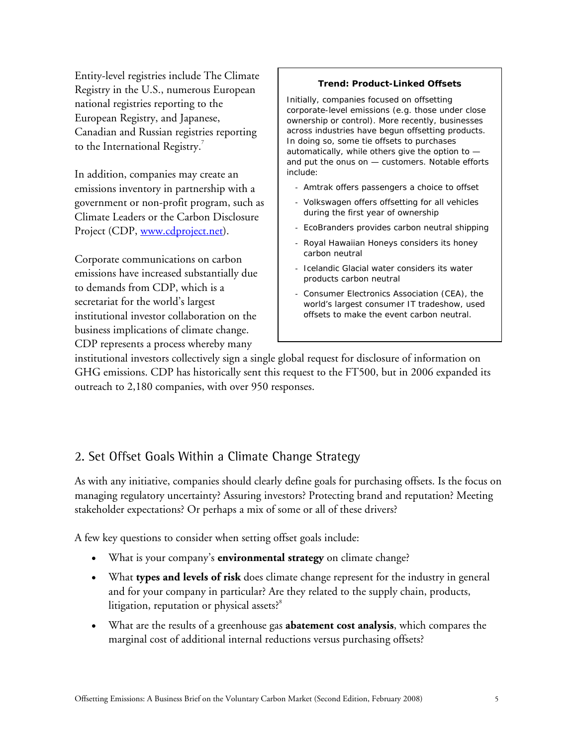Entity-level registries include The Climate Registry in the U.S., numerous European national registries reporting to the European Registry, and Japanese, Canadian and Russian registries reporting to the International Registry.[7]

In addition, companies may create an emissions inventory in partnership with a government or non-profit program, such as Climate Leaders or the Carbon Disclosure Project (CDP, www.cdproject.net).

Corporate communications on carbon emissions have increased substantially due to demands from CDP, which is a secretariat for the world's largest institutional investor collaboration on the business implications of climate change. CDP represents a process whereby many institutional investors collectively sign a single global request for disclosure of information on GHG emissions. CDP has historically sent this request to the FT500, but in 2006 expanded its outreach to 2,180 companies, with over 950 responses.

**Trend: Product-Linked Offsets**

Initially, companies focused on offsetting corporate-level emissions (e.g. those under close ownership or control). More recently, businesses across industries have begun offsetting products. In doing so, some tie offsets to purchases automatically, while others give the option to — and put the onus on — customers. Notable efforts include:

- Amtrak offers passengers a choice to offset
- Volkswagen offers offsetting for all vehicles during the first year of ownership
- EcoBranders provides carbon neutral shipping
- Royal Hawaiian Honeys considers its honey carbon neutral
- Icelandic Glacial water considers its water products carbon neutral
- Consumer Electronics Association (CEA), the world's largest consumer IT tradeshow, used offsets to make the event carbon neutral.

## 2. Set Offset Goals Within a Climate Change Strategy

As with any initiative, companies should clearly define goals for purchasing offsets. Is the focus on managing regulatory uncertainty? Assuring investors? Protecting brand and reputation? Meeting stakeholder expectations? Or perhaps a mix of some or all of these drivers?

A few key questions to consider when setting offset goals include:

- What is your company's **environmental strategy** on climate change?
- What **types and levels of risk** does climate change represent for the industry in general and for your company in particular? Are they related to the supply chain, products, litigation, reputation or physical assets?[8]
- What are the results of a greenhouse gas **abatement cost analysis**, which compares the marginal cost of additional internal reductions versus purchasing offsets?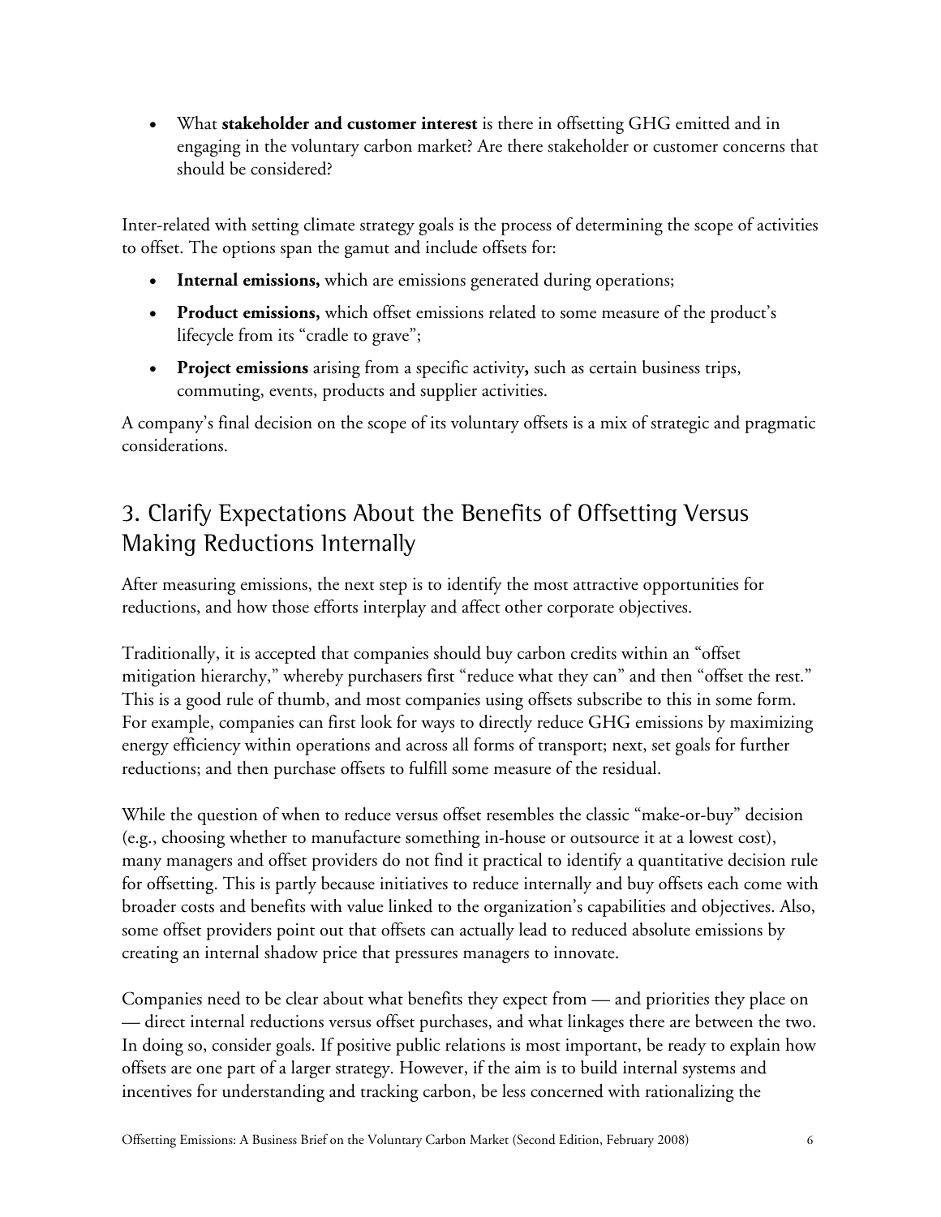- What **stakeholder and customer interest** is there in offsetting GHG emitted and in engaging in the voluntary carbon market? Are there stakeholder or customer concerns that should be considered?

Inter-related with setting climate strategy goals is the process of determining the scope of activities to offset. The options span the gamut and include offsets for:

- **Internal emissions,** which are emissions generated during operations;
- **Product emissions,** which offset emissions related to some measure of the product's lifecycle from its "cradle to grave";
- **Project emissions** arising from a specific activity**,** such as certain business trips, commuting, events, products and supplier activities.

A company's final decision on the scope of its voluntary offsets is a mix of strategic and pragmatic considerations.

## 3. Clarify Expectations About the Benefits of Offsetting Versus Making Reductions Internally

After measuring emissions, the next step is to identify the most attractive opportunities for reductions, and how those efforts interplay and affect other corporate objectives.

Traditionally, it is accepted that companies should buy carbon credits within an "offset mitigation hierarchy," whereby purchasers first "reduce what they can" and then "offset the rest." This is a good rule of thumb, and most companies using offsets subscribe to this in some form. For example, companies can first look for ways to directly reduce GHG emissions by maximizing energy efficiency within operations and across all forms of transport; next, set goals for further reductions; and then purchase offsets to fulfill some measure of the residual.

While the question of when to reduce versus offset resembles the classic "make-or-buy" decision (e.g., choosing whether to manufacture something in-house or outsource it at a lowest cost), many managers and offset providers do not find it practical to identify a quantitative decision rule for offsetting. This is partly because initiatives to reduce internally and buy offsets each come with broader costs and benefits with value linked to the organization's capabilities and objectives. Also, some offset providers point out that offsets can actually lead to reduced absolute emissions by creating an internal shadow price that pressures managers to innovate.

Companies need to be clear about what benefits they expect from — and priorities they place on — direct internal reductions versus offset purchases, and what linkages there are between the two. In doing so, consider goals. If positive public relations is most important, be ready to explain how offsets are one part of a larger strategy. However, if the aim is to build internal systems and incentives for understanding and tracking carbon, be less concerned with rationalizing the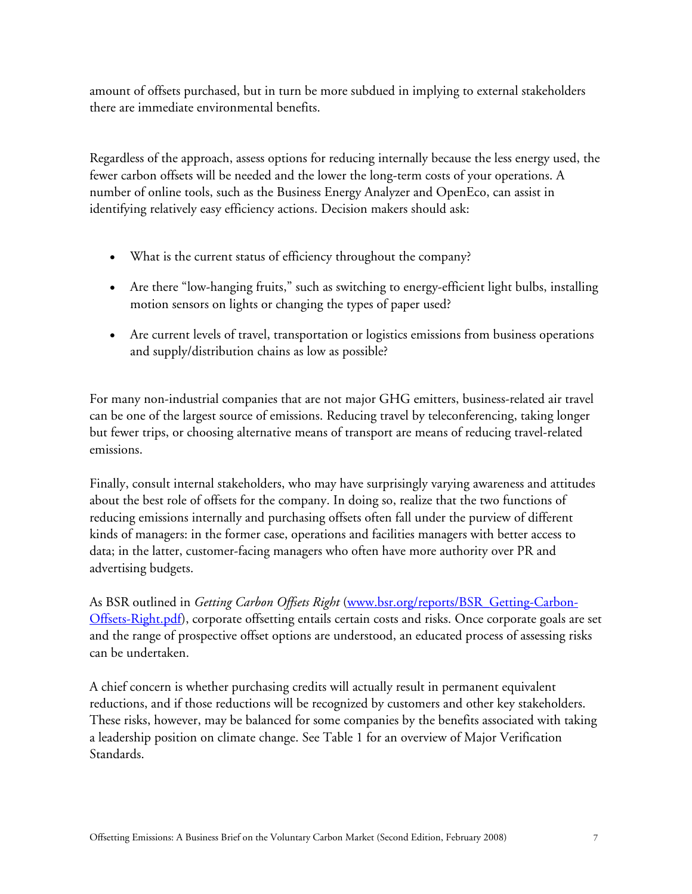amount of offsets purchased, but in turn be more subdued in implying to external stakeholders there are immediate environmental benefits.

Regardless of the approach, assess options for reducing internally because the less energy used, the fewer carbon offsets will be needed and the lower the long-term costs of your operations. A number of online tools, such as the Business Energy Analyzer and OpenEco, can assist in identifying relatively easy efficiency actions. Decision makers should ask:

- What is the current status of efficiency throughout the company?
- Are there "low-hanging fruits," such as switching to energy-efficient light bulbs, installing motion sensors on lights or changing the types of paper used?
- Are current levels of travel, transportation or logistics emissions from business operations and supply/distribution chains as low as possible?

For many non-industrial companies that are not major GHG emitters, business-related air travel can be one of the largest source of emissions. Reducing travel by teleconferencing, taking longer but fewer trips, or choosing alternative means of transport are means of reducing travel-related emissions.

Finally, consult internal stakeholders, who may have surprisingly varying awareness and attitudes about the best role of offsets for the company. In doing so, realize that the two functions of reducing emissions internally and purchasing offsets often fall under the purview of different kinds of managers: in the former case, operations and facilities managers with better access to data; in the latter, customer-facing managers who often have more authority over PR and advertising budgets.

As BSR outlined in *Getting Carbon Offsets Right* (www.bsr.org/reports/BSR_Getting-Carbon-Offsets-Right.pdf), corporate offsetting entails certain costs and risks. Once corporate goals are set and the range of prospective offset options are understood, an educated process of assessing risks can be undertaken.

A chief concern is whether purchasing credits will actually result in permanent equivalent reductions, and if those reductions will be recognized by customers and other key stakeholders. These risks, however, may be balanced for some companies by the benefits associated with taking a leadership position on climate change. See Table 1 for an overview of Major Verification Standards.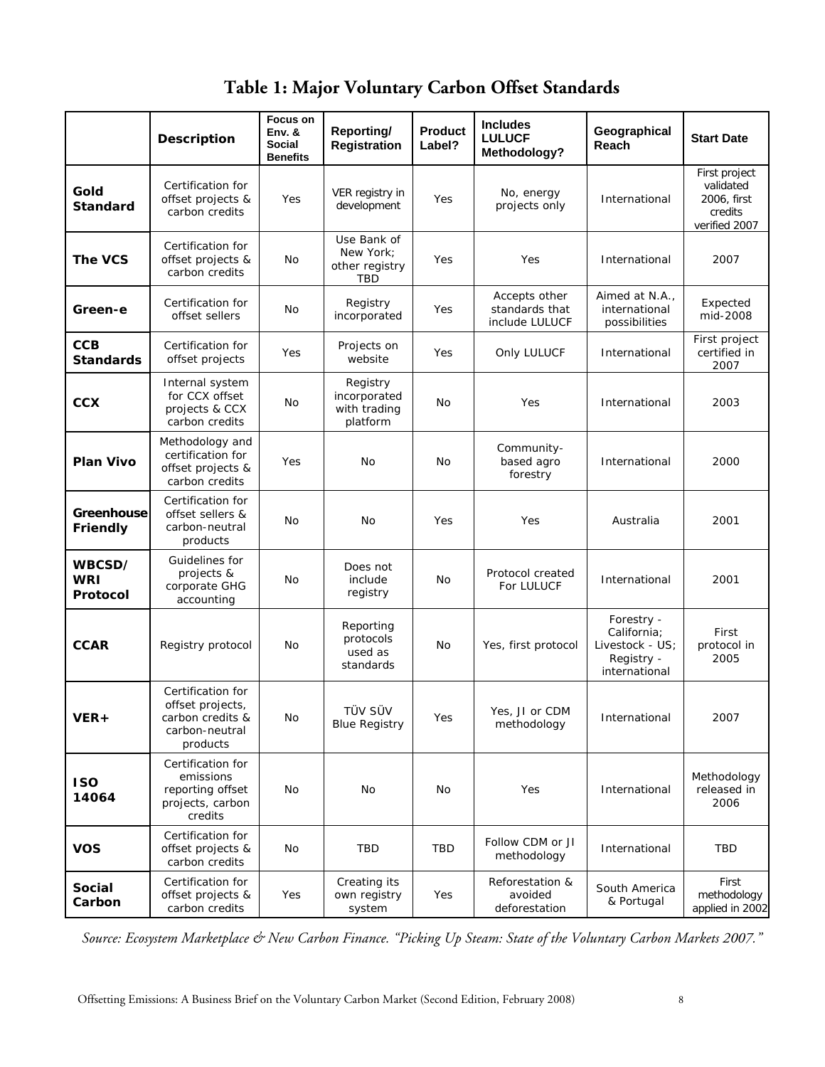# Table 1: Major Voluntary Carbon Offset Standards

| | Description | Focus on Env. & Social Benefits | Reporting/ Registration | Product Label? | Includes LULUCF Methodology? | Geographical Reach | Start Date |
|---|---|---|---|---|---|---|---|
| **Gold Standard** | Certification for offset projects & carbon credits | Yes | VER registry in development | Yes | No, energy projects only | International | First project validated 2006, first credits verified 2007 |
| **The VCS** | Certification for offset projects & carbon credits | No | Use Bank of New York; other registry TBD | Yes | Yes | International | 2007 |
| **Green-e** | Certification for offset sellers | No | Registry incorporated | Yes | Accepts other standards that include LULUCF | Aimed at N.A., international possibilities | Expected mid-2008 |
| **CCB Standards** | Certification for offset projects | Yes | Projects on website | Yes | Only LULUCF | International | First project certified in 2007 |
| **CCX** | Internal system for CCX offset projects & CCX carbon credits | No | Registry incorporated with trading platform | No | Yes | International | 2003 |
| **Plan Vivo** | Methodology and certification for offset projects & carbon credits | Yes | No | No | Community-based agro forestry | International | 2000 |
| **Greenhouse Friendly** | Certification for offset sellers & carbon-neutral products | No | No | Yes | Yes | Australia | 2001 |
| **WBCSD/ WRI Protocol** | Guidelines for projects & corporate GHG accounting | No | Does not include registry | No | Protocol created For LULUCF | International | 2001 |
| **CCAR** | Registry protocol | No | Reporting protocols used as standards | No | Yes, first protocol | Forestry - California; Livestock - US; Registry - international | First protocol in 2005 |
| **VER+** | Certification for offset projects, carbon credits & carbon-neutral products | No | TÜV SÜV Blue Registry | Yes | Yes, JI or CDM methodology | International | 2007 |
| **ISO 14064** | Certification for emissions reporting offset projects, carbon credits | No | No | No | Yes | International | Methodology released in 2006 |
| **VOS** | Certification for offset projects & carbon credits | No | TBD | TBD | Follow CDM or JI methodology | International | TBD |
| **Social Carbon** | Certification for offset projects & carbon credits | Yes | Creating its own registry system | Yes | Reforestation & avoided deforestation | South America & Portugal | First methodology applied in 2002 |

*Source: Ecosystem Marketplace & New Carbon Finance. "Picking Up Steam: State of the Voluntary Carbon Markets 2007."*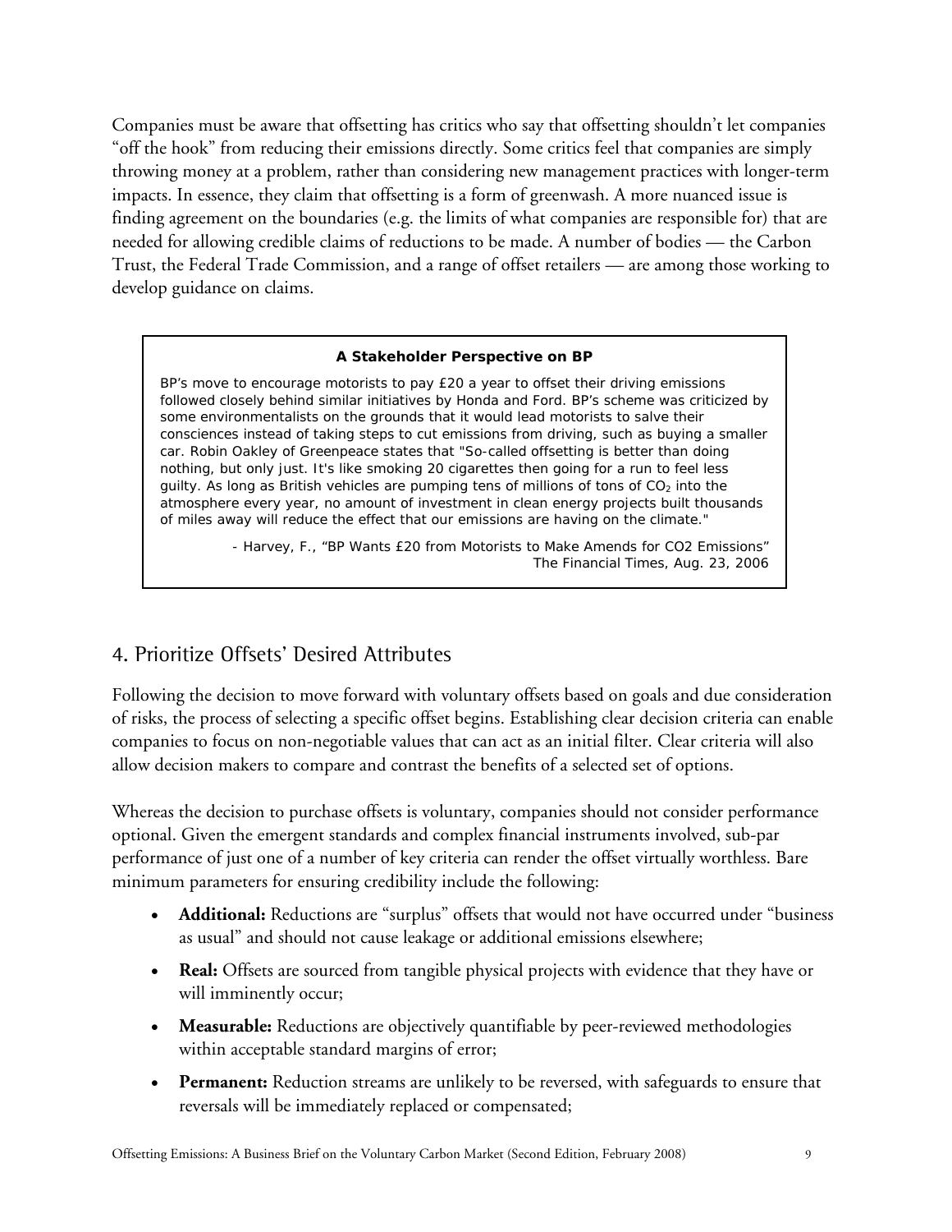Companies must be aware that offsetting has critics who say that offsetting shouldn't let companies "off the hook" from reducing their emissions directly. Some critics feel that companies are simply throwing money at a problem, rather than considering new management practices with longer-term impacts. In essence, they claim that offsetting is a form of greenwash. A more nuanced issue is finding agreement on the boundaries (e.g. the limits of what companies are responsible for) that are needed for allowing credible claims of reductions to be made. A number of bodies — the Carbon Trust, the Federal Trade Commission, and a range of offset retailers — are among those working to develop guidance on claims.

> **A Stakeholder Perspective on BP**
>
> BP's move to encourage motorists to pay £20 a year to offset their driving emissions followed closely behind similar initiatives by Honda and Ford. BP's scheme was criticized by some environmentalists on the grounds that it would lead motorists to salve their consciences instead of taking steps to cut emissions from driving, such as buying a smaller car. Robin Oakley of Greenpeace states that "So-called offsetting is better than doing nothing, but only just. It's like smoking 20 cigarettes then going for a run to feel less guilty. As long as British vehicles are pumping tens of millions of tons of $CO_2$ into the atmosphere every year, no amount of investment in clean energy projects built thousands of miles away will reduce the effect that our emissions are having on the climate."
>
> - Harvey, F., "BP Wants £20 from Motorists to Make Amends for CO2 Emissions" The Financial Times, Aug. 23, 2006

## 4. Prioritize Offsets' Desired Attributes

Following the decision to move forward with voluntary offsets based on goals and due consideration of risks, the process of selecting a specific offset begins. Establishing clear decision criteria can enable companies to focus on non-negotiable values that can act as an initial filter. Clear criteria will also allow decision makers to compare and contrast the benefits of a selected set of options.

Whereas the decision to purchase offsets is voluntary, companies should not consider performance optional. Given the emergent standards and complex financial instruments involved, sub-par performance of just one of a number of key criteria can render the offset virtually worthless. Bare minimum parameters for ensuring credibility include the following:

- **Additional:** Reductions are "surplus" offsets that would not have occurred under "business as usual" and should not cause leakage or additional emissions elsewhere;
- **Real:** Offsets are sourced from tangible physical projects with evidence that they have or will imminently occur;
- **Measurable:** Reductions are objectively quantifiable by peer-reviewed methodologies within acceptable standard margins of error;
- **Permanent:** Reduction streams are unlikely to be reversed, with safeguards to ensure that reversals will be immediately replaced or compensated;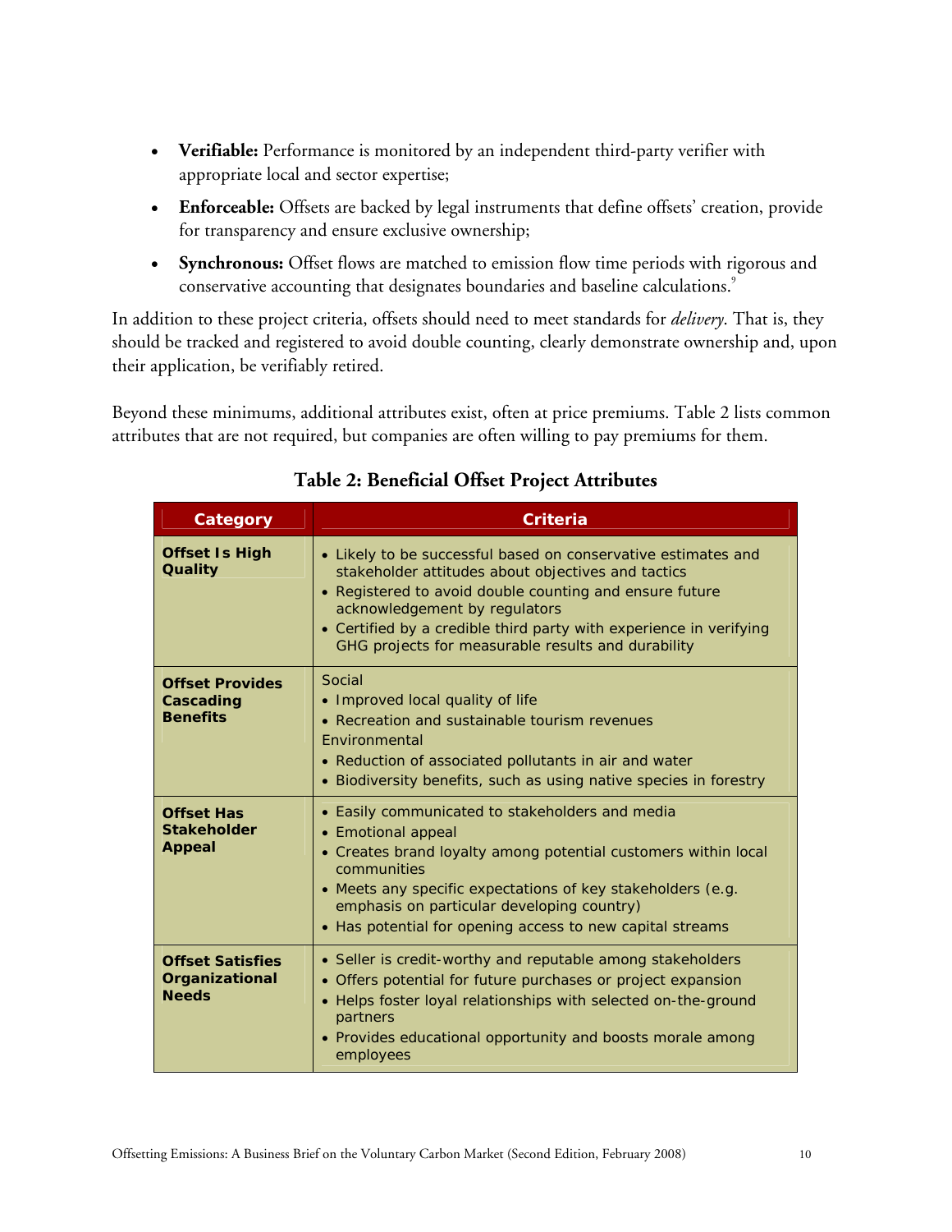- **Verifiable:** Performance is monitored by an independent third-party verifier with appropriate local and sector expertise;
- **Enforceable:** Offsets are backed by legal instruments that define offsets' creation, provide for transparency and ensure exclusive ownership;
- **Synchronous:** Offset flows are matched to emission flow time periods with rigorous and conservative accounting that designates boundaries and baseline calculations.[9]

In addition to these project criteria, offsets should need to meet standards for *delivery*. That is, they should be tracked and registered to avoid double counting, clearly demonstrate ownership and, upon their application, be verifiably retired.

Beyond these minimums, additional attributes exist, often at price premiums. Table 2 lists common attributes that are not required, but companies are often willing to pay premiums for them.

### Table 2: Beneficial Offset Project Attributes

| Category | Criteria |
|---|---|
| **Offset Is High Quality** | • Likely to be successful based on conservative estimates and stakeholder attitudes about objectives and tactics<br>• Registered to avoid double counting and ensure future acknowledgement by regulators<br>• Certified by a credible third party with experience in verifying GHG projects for measurable results and durability |
| **Offset Provides Cascading Benefits** | Social<br>• Improved local quality of life<br>• Recreation and sustainable tourism revenues<br>Environmental<br>• Reduction of associated pollutants in air and water<br>• Biodiversity benefits, such as using native species in forestry |
| **Offset Has Stakeholder Appeal** | • Easily communicated to stakeholders and media<br>• Emotional appeal<br>• Creates brand loyalty among potential customers within local communities<br>• Meets any specific expectations of key stakeholders (e.g. emphasis on particular developing country)<br>• Has potential for opening access to new capital streams |
| **Offset Satisfies Organizational Needs** | • Seller is credit-worthy and reputable among stakeholders<br>• Offers potential for future purchases or project expansion<br>• Helps foster loyal relationships with selected on-the-ground partners<br>• Provides educational opportunity and boosts morale among employees |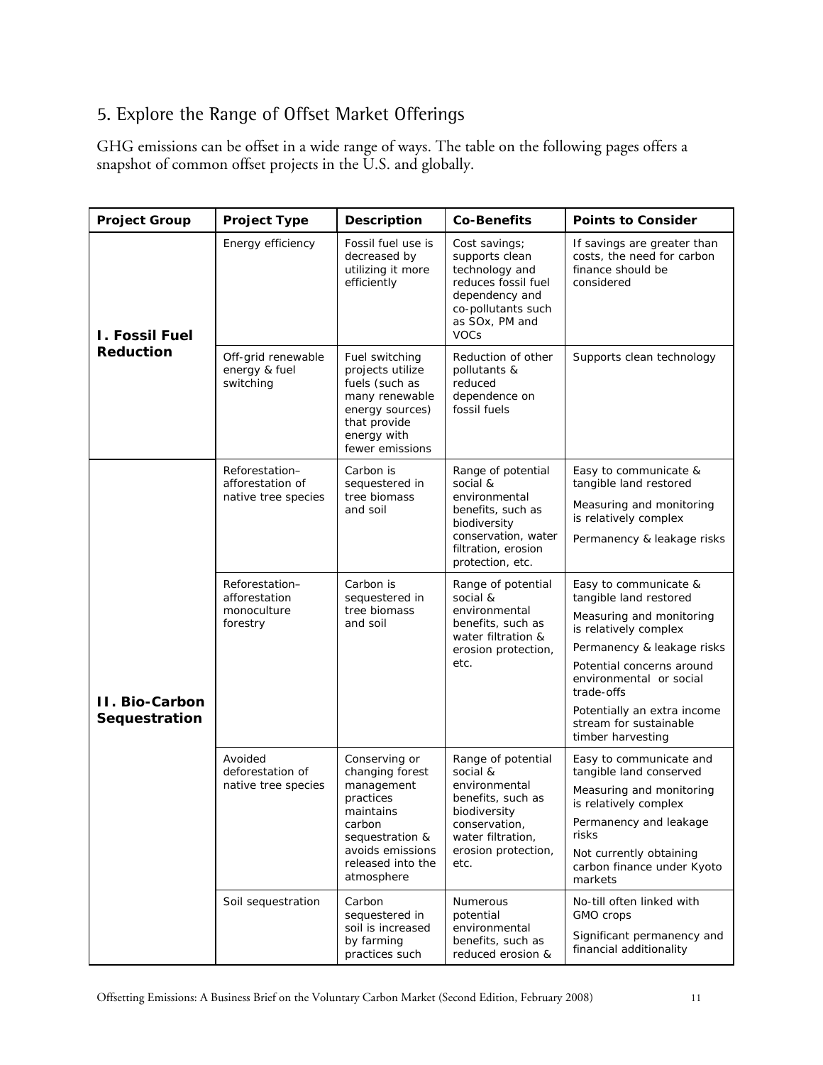## 5. Explore the Range of Offset Market Offerings

GHG emissions can be offset in a wide range of ways. The table on the following pages offers a snapshot of common offset projects in the U.S. and globally.

| Project Group | Project Type | Description | Co-Benefits | Points to Consider |
|---|---|---|---|---|
| **I. Fossil Fuel Reduction** | Energy efficiency | Fossil fuel use is decreased by utilizing it more efficiently | Cost savings; supports clean technology and reduces fossil fuel dependency and co-pollutants such as SOx, PM and VOCs | If savings are greater than costs, the need for carbon finance should be considered |
| | Off-grid renewable energy & fuel switching | Fuel switching projects utilize fuels (such as many renewable energy sources) that provide energy with fewer emissions | Reduction of other pollutants & reduced dependence on fossil fuels | Supports clean technology |
| **II. Bio-Carbon Sequestration** | Reforestation–afforestation of native tree species | Carbon is sequestered in tree biomass and soil | Range of potential social & environmental benefits, such as biodiversity conservation, water filtration, erosion protection, etc. | Easy to communicate & tangible land restored<br>Measuring and monitoring is relatively complex<br>Permanency & leakage risks |
| | Reforestation–afforestation monoculture forestry | Carbon is sequestered in tree biomass and soil | Range of potential social & environmental benefits, such as water filtration & erosion protection, etc. | Easy to communicate & tangible land restored<br>Measuring and monitoring is relatively complex<br>Permanency & leakage risks<br>Potential concerns around environmental or social trade-offs<br>Potentially an extra income stream for sustainable timber harvesting |
| | Avoided deforestation of native tree species | Conserving or changing forest management practices maintains carbon sequestration & avoids emissions released into the atmosphere | Range of potential social & environmental benefits, such as biodiversity conservation, water filtration, erosion protection, etc. | Easy to communicate and tangible land conserved<br>Measuring and monitoring is relatively complex<br>Permanency and leakage risks<br>Not currently obtaining carbon finance under Kyoto markets |
| | Soil sequestration | Carbon sequestered in soil is increased by farming practices such | Numerous potential environmental benefits, such as reduced erosion & | No-till often linked with GMO crops<br>Significant permanency and financial additionality |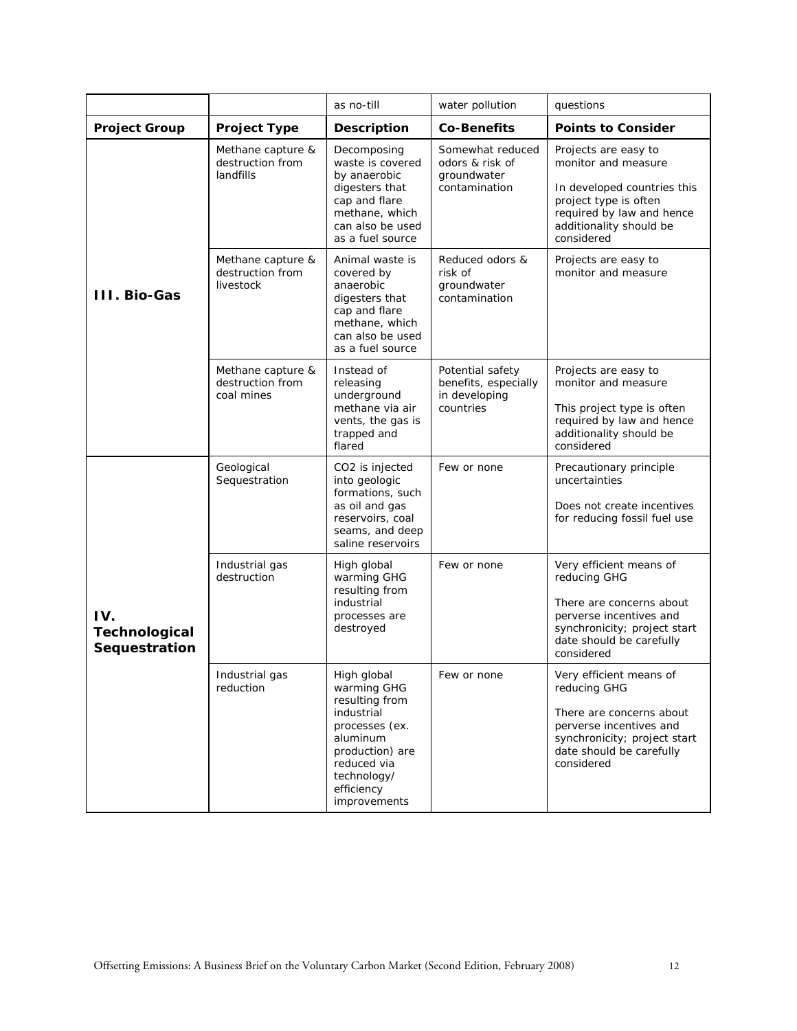| | | as no-till | water pollution | questions |
|---|---|---|---|---|
| **Project Group** | **Project Type** | **Description** | **Co-Benefits** | **Points to Consider** |
| **III. Bio-Gas** | Methane capture & destruction from landfills | Decomposing waste is covered by anaerobic digesters that cap and flare methane, which can also be used as a fuel source | Somewhat reduced odors & risk of groundwater contamination | Projects are easy to monitor and measure<br><br>In developed countries this project type is often required by law and hence additionality should be considered |
| | Methane capture & destruction from livestock | Animal waste is covered by anaerobic digesters that cap and flare methane, which can also be used as a fuel source | Reduced odors & risk of groundwater contamination | Projects are easy to monitor and measure |
| | Methane capture & destruction from coal mines | Instead of releasing underground methane via air vents, the gas is trapped and flared | Potential safety benefits, especially in developing countries | Projects are easy to monitor and measure<br><br>This project type is often required by law and hence additionality should be considered |
| **IV. Technological Sequestration** | Geological Sequestration | $CO_2$ is injected into geologic formations, such as oil and gas reservoirs, coal seams, and deep saline reservoirs | Few or none | Precautionary principle uncertainties<br><br>Does not create incentives for reducing fossil fuel use |
| | Industrial gas destruction | High global warming GHG resulting from industrial processes are destroyed | Few or none | Very efficient means of reducing GHG<br><br>There are concerns about perverse incentives and synchronicity; project start date should be carefully considered |
| | Industrial gas reduction | High global warming GHG resulting from industrial processes (ex. aluminum production) are reduced via technology/ efficiency improvements | Few or none | Very efficient means of reducing GHG<br><br>There are concerns about perverse incentives and synchronicity; project start date should be carefully considered |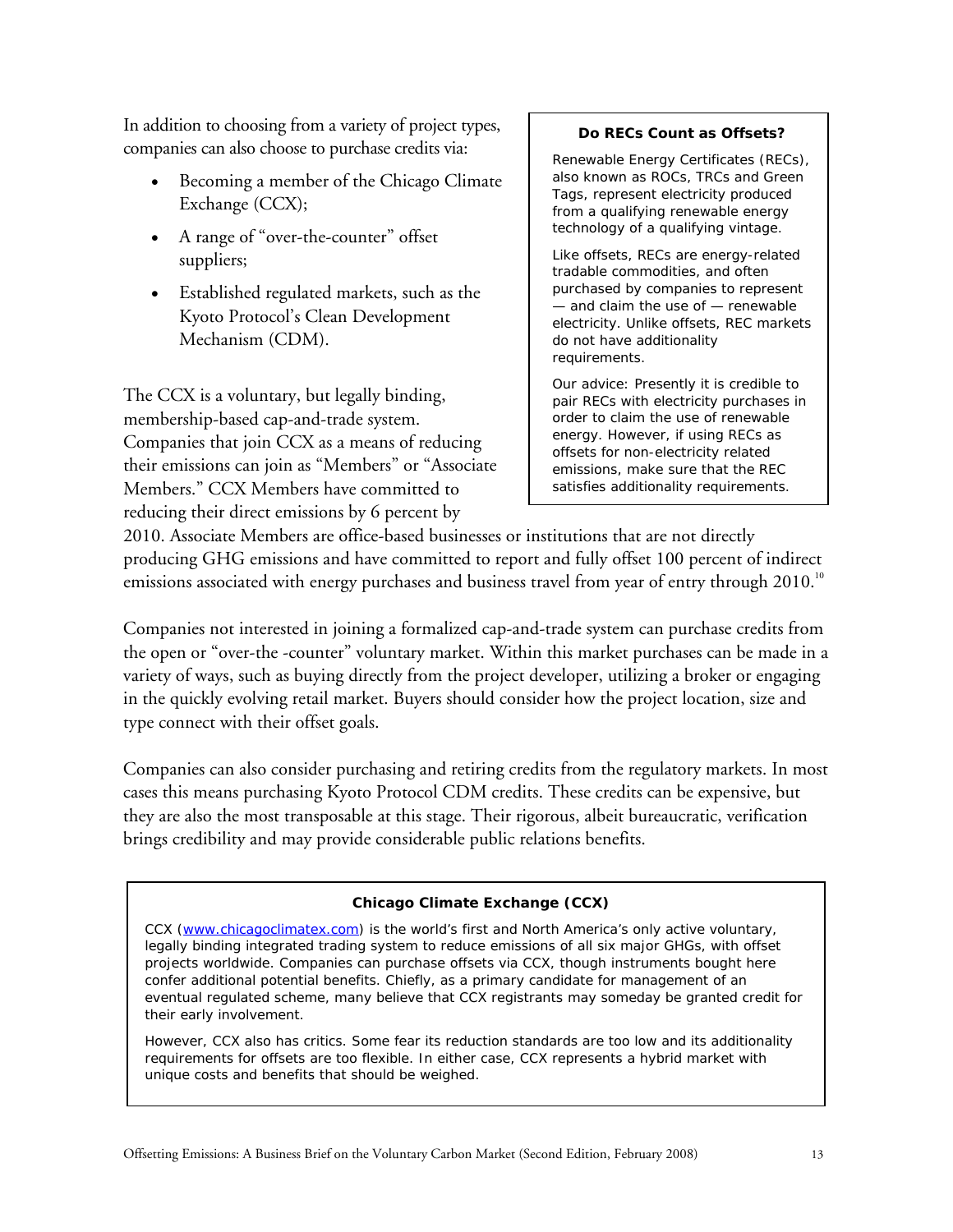In addition to choosing from a variety of project types, companies can also choose to purchase credits via:

- Becoming a member of the Chicago Climate Exchange (CCX);
- A range of "over-the-counter" offset suppliers;
- Established regulated markets, such as the Kyoto Protocol's Clean Development Mechanism (CDM).

> **Do RECs Count as Offsets?**
>
> Renewable Energy Certificates (RECs), also known as ROCs, TRCs and Green Tags, represent electricity produced from a qualifying renewable energy technology of a qualifying vintage.
>
> Like offsets, RECs are energy-related tradable commodities, and often purchased by companies to represent — and claim the use of — renewable electricity. Unlike offsets, REC markets do not have additionality requirements.
>
> Our advice: Presently it is credible to pair RECs with electricity purchases in order to claim the use of renewable energy. However, if using RECs as offsets for non-electricity related emissions, make sure that the REC satisfies additionality requirements.

The CCX is a voluntary, but legally binding, membership-based cap-and-trade system. Companies that join CCX as a means of reducing their emissions can join as "Members" or "Associate Members." CCX Members have committed to reducing their direct emissions by 6 percent by 2010. Associate Members are office-based businesses or institutions that are not directly producing GHG emissions and have committed to report and fully offset 100 percent of indirect emissions associated with energy purchases and business travel from year of entry through 2010.[10]

Companies not interested in joining a formalized cap-and-trade system can purchase credits from the open or "over-the -counter" voluntary market. Within this market purchases can be made in a variety of ways, such as buying directly from the project developer, utilizing a broker or engaging in the quickly evolving retail market. Buyers should consider how the project location, size and type connect with their offset goals.

Companies can also consider purchasing and retiring credits from the regulatory markets. In most cases this means purchasing Kyoto Protocol CDM credits. These credits can be expensive, but they are also the most transposable at this stage. Their rigorous, albeit bureaucratic, verification brings credibility and may provide considerable public relations benefits.

> **Chicago Climate Exchange (CCX)**
>
> CCX (www.chicagoclimatex.com) is the world's first and North America's only active voluntary, legally binding integrated trading system to reduce emissions of all six major GHGs, with offset projects worldwide. Companies can purchase offsets via CCX, though instruments bought here confer additional potential benefits. Chiefly, as a primary candidate for management of an eventual regulated scheme, many believe that CCX registrants may someday be granted credit for their early involvement.
>
> However, CCX also has critics. Some fear its reduction standards are too low and its additionality requirements for offsets are too flexible. In either case, CCX represents a hybrid market with unique costs and benefits that should be weighed.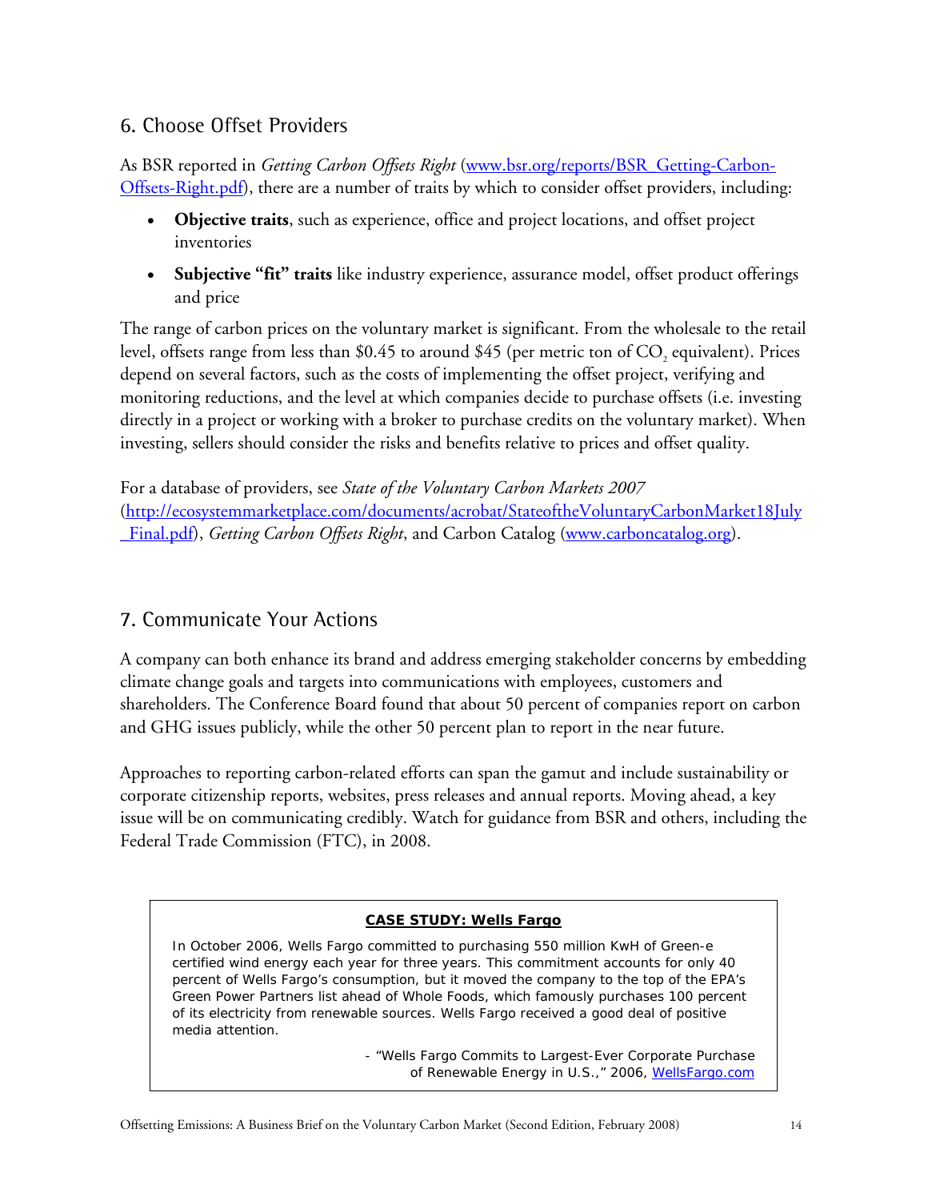## 6. Choose Offset Providers

As BSR reported in *Getting Carbon Offsets Right* (www.bsr.org/reports/BSR_Getting-Carbon-Offsets-Right.pdf), there are a number of traits by which to consider offset providers, including:

- **Objective traits**, such as experience, office and project locations, and offset project inventories
- **Subjective "fit" traits** like industry experience, assurance model, offset product offerings and price

The range of carbon prices on the voluntary market is significant. From the wholesale to the retail level, offsets range from less than $0.45 to around $45 (per metric ton of $CO_2$ equivalent). Prices depend on several factors, such as the costs of implementing the offset project, verifying and monitoring reductions, and the level at which companies decide to purchase offsets (i.e. investing directly in a project or working with a broker to purchase credits on the voluntary market). When investing, sellers should consider the risks and benefits relative to prices and offset quality.

For a database of providers, see *State of the Voluntary Carbon Markets 2007* (http://ecosystemmarketplace.com/documents/acrobat/StateoftheVoluntaryCarbonMarket18July_Final.pdf), *Getting Carbon Offsets Right*, and Carbon Catalog (www.carboncatalog.org).

## 7. Communicate Your Actions

A company can both enhance its brand and address emerging stakeholder concerns by embedding climate change goals and targets into communications with employees, customers and shareholders. The Conference Board found that about 50 percent of companies report on carbon and GHG issues publicly, while the other 50 percent plan to report in the near future.

Approaches to reporting carbon-related efforts can span the gamut and include sustainability or corporate citizenship reports, websites, press releases and annual reports. Moving ahead, a key issue will be on communicating credibly. Watch for guidance from BSR and others, including the Federal Trade Commission (FTC), in 2008.

> **CASE STUDY: Wells Fargo**
>
> In October 2006, Wells Fargo committed to purchasing 550 million KwH of Green-e certified wind energy each year for three years. This commitment accounts for only 40 percent of Wells Fargo's consumption, but it moved the company to the top of the EPA's Green Power Partners list ahead of Whole Foods, which famously purchases 100 percent of its electricity from renewable sources. Wells Fargo received a good deal of positive media attention.
>
> - "Wells Fargo Commits to Largest-Ever Corporate Purchase of Renewable Energy in U.S.," 2006, WellsFargo.com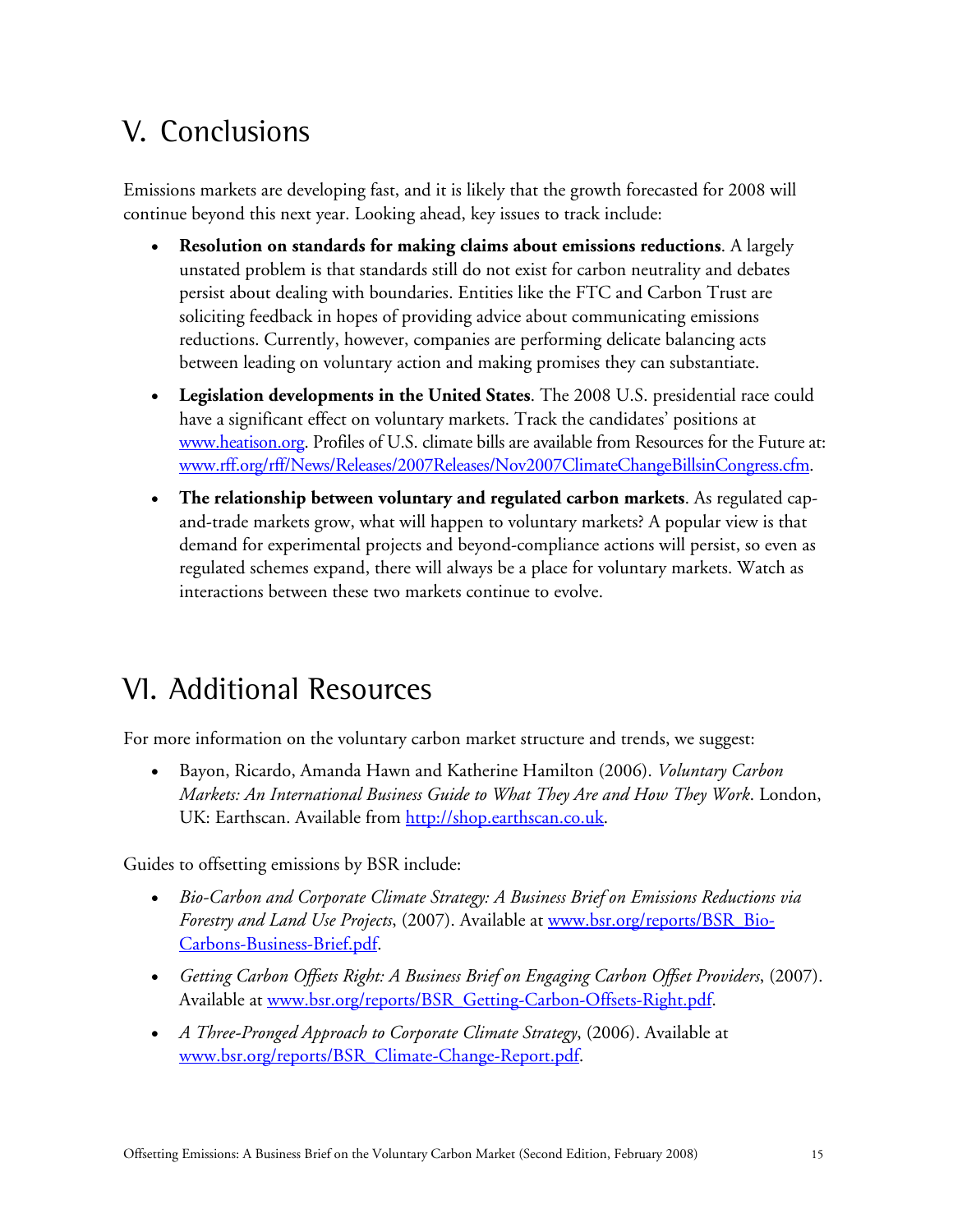## V. Conclusions

Emissions markets are developing fast, and it is likely that the growth forecasted for 2008 will continue beyond this next year. Looking ahead, key issues to track include:

- **Resolution on standards for making claims about emissions reductions**. A largely unstated problem is that standards still do not exist for carbon neutrality and debates persist about dealing with boundaries. Entities like the FTC and Carbon Trust are soliciting feedback in hopes of providing advice about communicating emissions reductions. Currently, however, companies are performing delicate balancing acts between leading on voluntary action and making promises they can substantiate.
- **Legislation developments in the United States**. The 2008 U.S. presidential race could have a significant effect on voluntary markets. Track the candidates' positions at www.heatison.org. Profiles of U.S. climate bills are available from Resources for the Future at: www.rff.org/rff/News/Releases/2007Releases/Nov2007ClimateChangeBillsinCongress.cfm.
- **The relationship between voluntary and regulated carbon markets**. As regulated cap-and-trade markets grow, what will happen to voluntary markets? A popular view is that demand for experimental projects and beyond-compliance actions will persist, so even as regulated schemes expand, there will always be a place for voluntary markets. Watch as interactions between these two markets continue to evolve.

## VI. Additional Resources

For more information on the voluntary carbon market structure and trends, we suggest:

- Bayon, Ricardo, Amanda Hawn and Katherine Hamilton (2006). *Voluntary Carbon Markets: An International Business Guide to What They Are and How They Work*. London, UK: Earthscan. Available from http://shop.earthscan.co.uk.

Guides to offsetting emissions by BSR include:

- *Bio-Carbon and Corporate Climate Strategy: A Business Brief on Emissions Reductions via Forestry and Land Use Projects*, (2007). Available at www.bsr.org/reports/BSR_Bio-Carbons-Business-Brief.pdf.
- *Getting Carbon Offsets Right: A Business Brief on Engaging Carbon Offset Providers*, (2007). Available at www.bsr.org/reports/BSR_Getting-Carbon-Offsets-Right.pdf.
- *A Three-Pronged Approach to Corporate Climate Strategy*, (2006). Available at www.bsr.org/reports/BSR_Climate-Change-Report.pdf.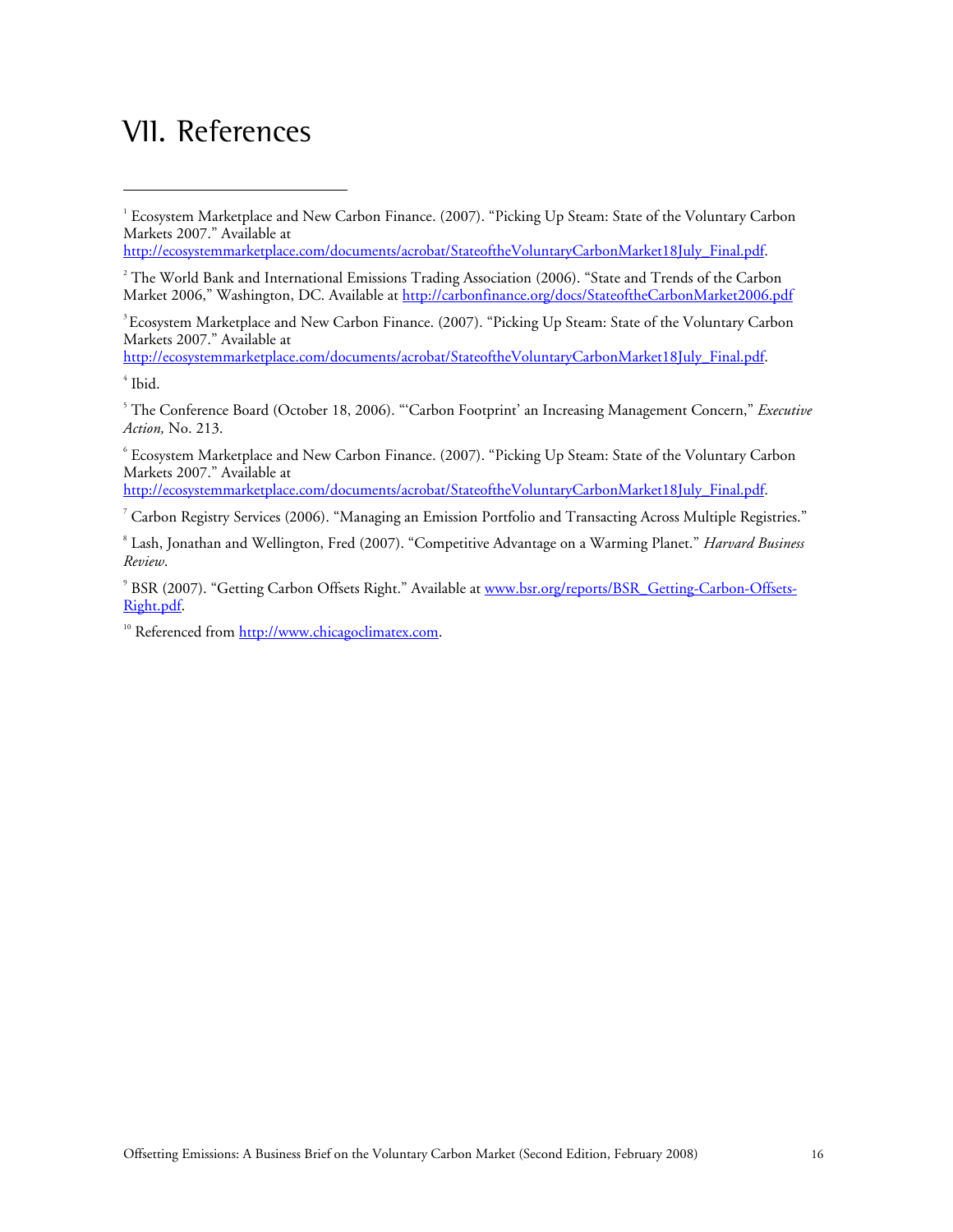# VII. References

[1] Ecosystem Marketplace and New Carbon Finance. (2007). "Picking Up Steam: State of the Voluntary Carbon Markets 2007." Available at http://ecosystemmarketplace.com/documents/acrobat/StateoftheVoluntaryCarbonMarket18July_Final.pdf.

[2] The World Bank and International Emissions Trading Association (2006). "State and Trends of the Carbon Market 2006," Washington, DC. Available at http://carbonfinance.org/docs/StateoftheCarbonMarket2006.pdf

[3] Ecosystem Marketplace and New Carbon Finance. (2007). "Picking Up Steam: State of the Voluntary Carbon Markets 2007." Available at http://ecosystemmarketplace.com/documents/acrobat/StateoftheVoluntaryCarbonMarket18July_Final.pdf.

[4] Ibid.

[5] The Conference Board (October 18, 2006). "'Carbon Footprint' an Increasing Management Concern," *Executive Action,* No. 213.

[6] Ecosystem Marketplace and New Carbon Finance. (2007). "Picking Up Steam: State of the Voluntary Carbon Markets 2007." Available at http://ecosystemmarketplace.com/documents/acrobat/StateoftheVoluntaryCarbonMarket18July_Final.pdf.

[7] Carbon Registry Services (2006). "Managing an Emission Portfolio and Transacting Across Multiple Registries."

[8] Lash, Jonathan and Wellington, Fred (2007). "Competitive Advantage on a Warming Planet." *Harvard Business Review*.

[9] BSR (2007). "Getting Carbon Offsets Right." Available at www.bsr.org/reports/BSR_Getting-Carbon-Offsets-Right.pdf.

[10] Referenced from http://www.chicagoclimatex.com.